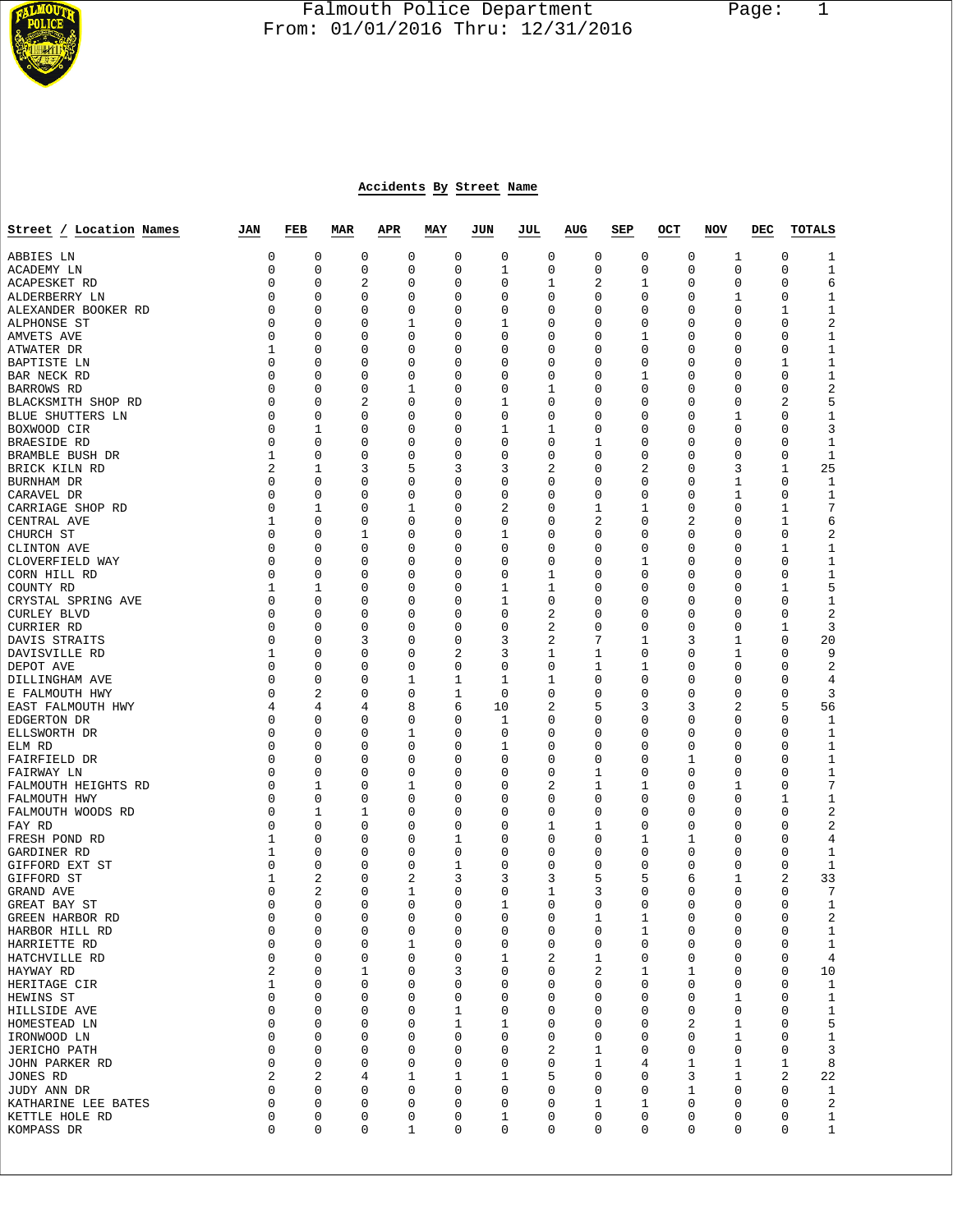# Falmouth Police Department

From: 01/01/2016 Thru: 12/31/2016

## Accidents By Street Name

| Street / Location Names | JAN | FEB | MAR | APR | MAY | JUN | JUL | AUG | SEP | OCT | NOV | DEC | TOTALS |
|---|---|---|---|---|---|---|---|---|---|---|---|---|---|
| ABBIES LN | 0 | 0 | 0 | 0 | 0 | 0 | 0 | 0 | 0 | 0 | 1 | 0 | 1 |
| ACADEMY LN | 0 | 0 | 0 | 0 | 0 | 1 | 0 | 0 | 0 | 0 | 0 | 0 | 1 |
| ACAPESKET RD | 0 | 0 | 2 | 0 | 0 | 0 | 1 | 2 | 1 | 0 | 0 | 0 | 6 |
| ALDERBERRY LN | 0 | 0 | 0 | 0 | 0 | 0 | 0 | 0 | 0 | 0 | 1 | 0 | 1 |
| ALEXANDER BOOKER RD | 0 | 0 | 0 | 0 | 0 | 0 | 0 | 0 | 0 | 0 | 0 | 1 | 1 |
| ALPHONSE ST | 0 | 0 | 0 | 1 | 0 | 1 | 0 | 0 | 0 | 0 | 0 | 0 | 2 |
| AMVETS AVE | 0 | 0 | 0 | 0 | 0 | 0 | 0 | 0 | 1 | 0 | 0 | 0 | 1 |
| ATWATER DR | 1 | 0 | 0 | 0 | 0 | 0 | 0 | 0 | 0 | 0 | 0 | 0 | 1 |
| BAPTISTE LN | 0 | 0 | 0 | 0 | 0 | 0 | 0 | 0 | 0 | 0 | 0 | 1 | 1 |
| BAR NECK RD | 0 | 0 | 0 | 0 | 0 | 0 | 0 | 0 | 1 | 0 | 0 | 0 | 1 |
| BARROWS RD | 0 | 0 | 0 | 1 | 0 | 0 | 1 | 0 | 0 | 0 | 0 | 0 | 2 |
| BLACKSMITH SHOP RD | 0 | 0 | 2 | 0 | 0 | 1 | 0 | 0 | 0 | 0 | 0 | 2 | 5 |
| BLUE SHUTTERS LN | 0 | 0 | 0 | 0 | 0 | 0 | 0 | 0 | 0 | 0 | 1 | 0 | 1 |
| BOXWOOD CIR | 0 | 1 | 0 | 0 | 0 | 1 | 1 | 0 | 0 | 0 | 0 | 0 | 3 |
| BRAESIDE RD | 0 | 0 | 0 | 0 | 0 | 0 | 0 | 1 | 0 | 0 | 0 | 0 | 1 |
| BRAMBLE BUSH DR | 1 | 0 | 0 | 0 | 0 | 0 | 0 | 0 | 0 | 0 | 0 | 0 | 1 |
| BRICK KILN RD | 2 | 1 | 3 | 5 | 3 | 3 | 2 | 0 | 2 | 0 | 3 | 1 | 25 |
| BURNHAM DR | 0 | 0 | 0 | 0 | 0 | 0 | 0 | 0 | 0 | 0 | 1 | 0 | 1 |
| CARAVEL DR | 0 | 0 | 0 | 0 | 0 | 0 | 0 | 0 | 0 | 0 | 1 | 0 | 1 |
| CARRIAGE SHOP RD | 0 | 1 | 0 | 1 | 0 | 2 | 0 | 1 | 1 | 0 | 0 | 1 | 7 |
| CENTRAL AVE | 1 | 0 | 0 | 0 | 0 | 0 | 0 | 2 | 0 | 2 | 0 | 1 | 6 |
| CHURCH ST | 0 | 0 | 1 | 0 | 0 | 1 | 0 | 0 | 0 | 0 | 0 | 0 | 2 |
| CLINTON AVE | 0 | 0 | 0 | 0 | 0 | 0 | 0 | 0 | 0 | 0 | 0 | 1 | 1 |
| CLOVERFIELD WAY | 0 | 0 | 0 | 0 | 0 | 0 | 0 | 0 | 1 | 0 | 0 | 0 | 1 |
| CORN HILL RD | 0 | 0 | 0 | 0 | 0 | 0 | 1 | 0 | 0 | 0 | 0 | 0 | 1 |
| COUNTY RD | 1 | 1 | 0 | 0 | 0 | 1 | 1 | 0 | 0 | 0 | 0 | 1 | 5 |
| CRYSTAL SPRING AVE | 0 | 0 | 0 | 0 | 0 | 1 | 0 | 0 | 0 | 0 | 0 | 0 | 1 |
| CURLEY BLVD | 0 | 0 | 0 | 0 | 0 | 0 | 2 | 0 | 0 | 0 | 0 | 0 | 2 |
| CURRIER RD | 0 | 0 | 0 | 0 | 0 | 0 | 2 | 0 | 0 | 0 | 0 | 1 | 3 |
| DAVIS STRAITS | 0 | 0 | 3 | 0 | 0 | 3 | 2 | 7 | 1 | 3 | 1 | 0 | 20 |
| DAVISVILLE RD | 1 | 0 | 0 | 0 | 2 | 3 | 1 | 1 | 0 | 0 | 1 | 0 | 9 |
| DEPOT AVE | 0 | 0 | 0 | 0 | 0 | 0 | 0 | 1 | 1 | 0 | 0 | 0 | 2 |
| DILLINGHAM AVE | 0 | 0 | 0 | 1 | 1 | 1 | 1 | 0 | 0 | 0 | 0 | 0 | 4 |
| E FALMOUTH HWY | 0 | 2 | 0 | 0 | 1 | 0 | 0 | 0 | 0 | 0 | 0 | 0 | 3 |
| EAST FALMOUTH HWY | 4 | 4 | 4 | 8 | 6 | 10 | 2 | 5 | 3 | 3 | 2 | 5 | 56 |
| EDGERTON DR | 0 | 0 | 0 | 0 | 0 | 1 | 0 | 0 | 0 | 0 | 0 | 0 | 1 |
| ELLSWORTH DR | 0 | 0 | 0 | 1 | 0 | 0 | 0 | 0 | 0 | 0 | 0 | 0 | 1 |
| ELM RD | 0 | 0 | 0 | 0 | 0 | 1 | 0 | 0 | 0 | 0 | 0 | 0 | 1 |
| FAIRFIELD DR | 0 | 0 | 0 | 0 | 0 | 0 | 0 | 0 | 0 | 1 | 0 | 0 | 1 |
| FAIRWAY LN | 0 | 0 | 0 | 0 | 0 | 0 | 0 | 1 | 0 | 0 | 0 | 0 | 1 |
| FALMOUTH HEIGHTS RD | 0 | 1 | 0 | 1 | 0 | 0 | 2 | 1 | 1 | 0 | 1 | 0 | 7 |
| FALMOUTH HWY | 0 | 0 | 0 | 0 | 0 | 0 | 0 | 0 | 0 | 0 | 0 | 1 | 1 |
| FALMOUTH WOODS RD | 0 | 1 | 1 | 0 | 0 | 0 | 0 | 0 | 0 | 0 | 0 | 0 | 2 |
| FAY RD | 0 | 0 | 0 | 0 | 0 | 0 | 1 | 1 | 0 | 0 | 0 | 0 | 2 |
| FRESH POND RD | 1 | 0 | 0 | 0 | 1 | 0 | 0 | 0 | 1 | 1 | 0 | 0 | 4 |
| GARDINER RD | 1 | 0 | 0 | 0 | 0 | 0 | 0 | 0 | 0 | 0 | 0 | 0 | 1 |
| GIFFORD EXT ST | 0 | 0 | 0 | 0 | 1 | 0 | 0 | 0 | 0 | 0 | 0 | 0 | 1 |
| GIFFORD ST | 1 | 2 | 0 | 2 | 3 | 3 | 3 | 5 | 5 | 6 | 1 | 2 | 33 |
| GRAND AVE | 0 | 2 | 0 | 1 | 0 | 0 | 1 | 3 | 0 | 0 | 0 | 0 | 7 |
| GREAT BAY ST | 0 | 0 | 0 | 0 | 0 | 1 | 0 | 0 | 0 | 0 | 0 | 0 | 1 |
| GREEN HARBOR RD | 0 | 0 | 0 | 0 | 0 | 0 | 0 | 1 | 1 | 0 | 0 | 0 | 2 |
| HARBOR HILL RD | 0 | 0 | 0 | 0 | 0 | 0 | 0 | 0 | 1 | 0 | 0 | 0 | 1 |
| HARRIETTE RD | 0 | 0 | 0 | 1 | 0 | 0 | 0 | 0 | 0 | 0 | 0 | 0 | 1 |
| HATCHVILLE RD | 0 | 0 | 0 | 0 | 0 | 1 | 2 | 1 | 0 | 0 | 0 | 0 | 4 |
| HAYWAY RD | 2 | 0 | 1 | 0 | 3 | 0 | 0 | 2 | 1 | 1 | 0 | 0 | 10 |
| HERITAGE CIR | 1 | 0 | 0 | 0 | 0 | 0 | 0 | 0 | 0 | 0 | 0 | 0 | 1 |
| HEWINS ST | 0 | 0 | 0 | 0 | 0 | 0 | 0 | 0 | 0 | 0 | 1 | 0 | 1 |
| HILLSIDE AVE | 0 | 0 | 0 | 0 | 1 | 0 | 0 | 0 | 0 | 0 | 0 | 0 | 1 |
| HOMESTEAD LN | 0 | 0 | 0 | 0 | 1 | 1 | 0 | 0 | 0 | 2 | 1 | 0 | 5 |
| IRONWOOD LN | 0 | 0 | 0 | 0 | 0 | 0 | 0 | 0 | 0 | 0 | 1 | 0 | 1 |
| JERICHO PATH | 0 | 0 | 0 | 0 | 0 | 0 | 2 | 1 | 0 | 0 | 0 | 0 | 3 |
| JOHN PARKER RD | 0 | 0 | 0 | 0 | 0 | 0 | 0 | 1 | 4 | 1 | 1 | 1 | 8 |
| JONES RD | 2 | 2 | 4 | 1 | 1 | 1 | 5 | 0 | 0 | 3 | 1 | 2 | 22 |
| JUDY ANN DR | 0 | 0 | 0 | 0 | 0 | 0 | 0 | 0 | 0 | 1 | 0 | 0 | 1 |
| KATHARINE LEE BATES | 0 | 0 | 0 | 0 | 0 | 0 | 0 | 1 | 1 | 0 | 0 | 0 | 2 |
| KETTLE HOLE RD | 0 | 0 | 0 | 0 | 0 | 1 | 0 | 0 | 0 | 0 | 0 | 0 | 1 |
| KOMPASS DR | 0 | 0 | 0 | 1 | 0 | 0 | 0 | 0 | 0 | 0 | 0 | 0 | 1 |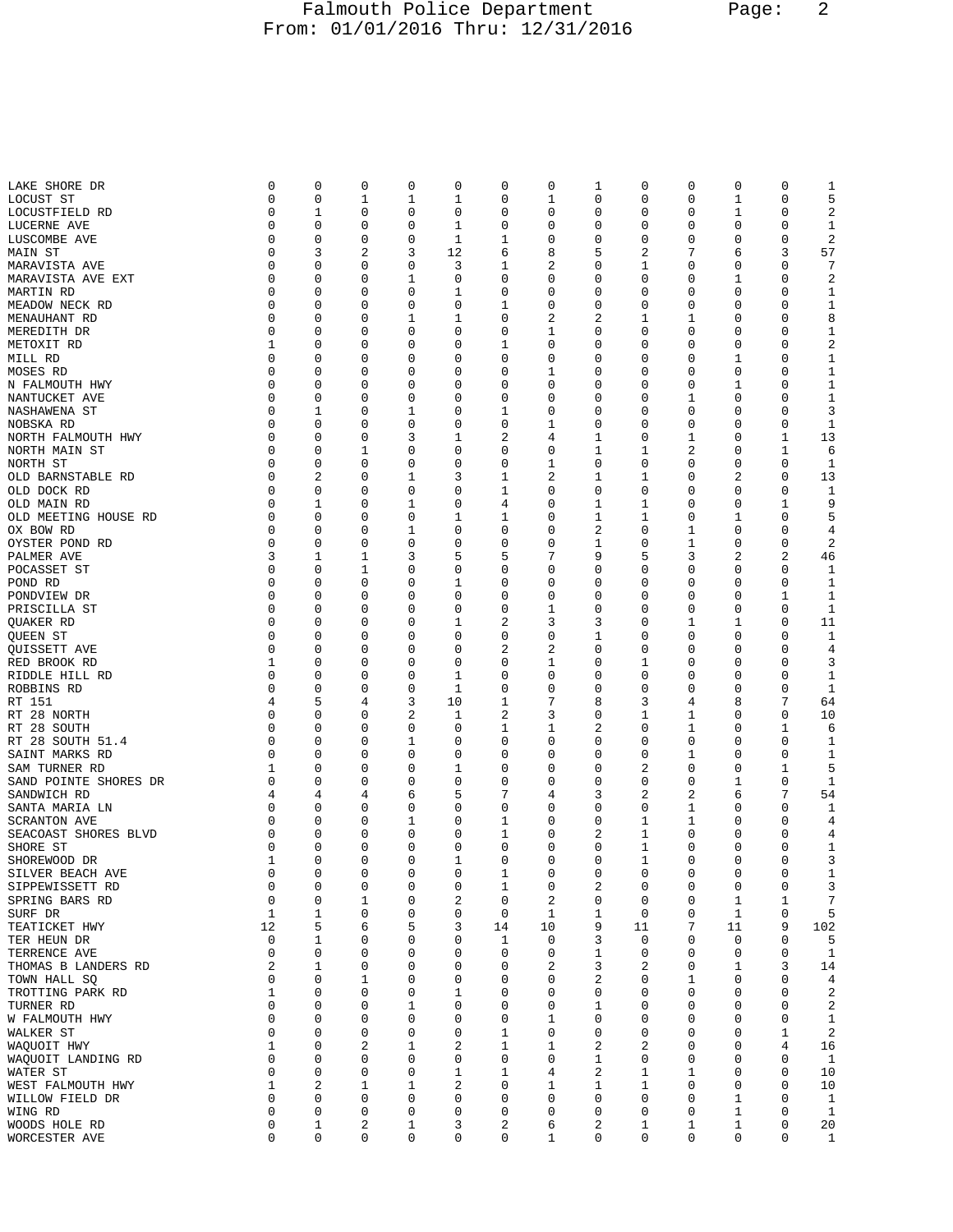| Street | | | | | | | | | | | | | Total |
|---|---|---|---|---|---|---|---|---|---|---|---|---|---|
| LAKE SHORE DR | 0 | 0 | 0 | 0 | 0 | 0 | 0 | 1 | 0 | 0 | 0 | 0 | 1 |
| LOCUST ST | 0 | 0 | 1 | 1 | 1 | 0 | 1 | 0 | 0 | 0 | 1 | 0 | 5 |
| LOCUSTFIELD RD | 0 | 1 | 0 | 0 | 0 | 0 | 0 | 0 | 0 | 0 | 1 | 0 | 2 |
| LUCERNE AVE | 0 | 0 | 0 | 0 | 1 | 0 | 0 | 0 | 0 | 0 | 0 | 0 | 1 |
| LUSCOMBE AVE | 0 | 0 | 0 | 0 | 1 | 1 | 0 | 0 | 0 | 0 | 0 | 0 | 2 |
| MAIN ST | 0 | 3 | 2 | 3 | 12 | 6 | 8 | 5 | 2 | 7 | 6 | 3 | 57 |
| MARAVISTA AVE | 0 | 0 | 0 | 0 | 3 | 1 | 2 | 0 | 1 | 0 | 0 | 0 | 7 |
| MARAVISTA AVE EXT | 0 | 0 | 0 | 1 | 0 | 0 | 0 | 0 | 0 | 0 | 1 | 0 | 2 |
| MARTIN RD | 0 | 0 | 0 | 0 | 1 | 0 | 0 | 0 | 0 | 0 | 0 | 0 | 1 |
| MEADOW NECK RD | 0 | 0 | 0 | 0 | 0 | 1 | 0 | 0 | 0 | 0 | 0 | 0 | 1 |
| MENAUHANT RD | 0 | 0 | 0 | 1 | 1 | 0 | 2 | 2 | 1 | 1 | 0 | 0 | 8 |
| MEREDITH DR | 0 | 0 | 0 | 0 | 0 | 0 | 1 | 0 | 0 | 0 | 0 | 0 | 1 |
| METOXIT RD | 1 | 0 | 0 | 0 | 0 | 1 | 0 | 0 | 0 | 0 | 0 | 0 | 2 |
| MILL RD | 0 | 0 | 0 | 0 | 0 | 0 | 0 | 0 | 0 | 0 | 1 | 0 | 1 |
| MOSES RD | 0 | 0 | 0 | 0 | 0 | 0 | 1 | 0 | 0 | 0 | 0 | 0 | 1 |
| N FALMOUTH HWY | 0 | 0 | 0 | 0 | 0 | 0 | 0 | 0 | 0 | 0 | 1 | 0 | 1 |
| NANTUCKET AVE | 0 | 0 | 0 | 0 | 0 | 0 | 0 | 0 | 0 | 1 | 0 | 0 | 1 |
| NASHAWENA ST | 0 | 1 | 0 | 1 | 0 | 1 | 0 | 0 | 0 | 0 | 0 | 0 | 3 |
| NOBSKA RD | 0 | 0 | 0 | 0 | 0 | 0 | 1 | 0 | 0 | 0 | 0 | 0 | 1 |
| NORTH FALMOUTH HWY | 0 | 0 | 0 | 3 | 1 | 2 | 4 | 1 | 0 | 1 | 0 | 1 | 13 |
| NORTH MAIN ST | 0 | 0 | 1 | 0 | 0 | 0 | 0 | 1 | 1 | 2 | 0 | 1 | 6 |
| NORTH ST | 0 | 0 | 0 | 0 | 0 | 0 | 1 | 0 | 0 | 0 | 0 | 0 | 1 |
| OLD BARNSTABLE RD | 0 | 2 | 0 | 1 | 3 | 1 | 2 | 1 | 1 | 0 | 2 | 0 | 13 |
| OLD DOCK RD | 0 | 0 | 0 | 0 | 0 | 1 | 0 | 0 | 0 | 0 | 0 | 0 | 1 |
| OLD MAIN RD | 0 | 1 | 0 | 1 | 0 | 4 | 0 | 1 | 1 | 0 | 0 | 1 | 9 |
| OLD MEETING HOUSE RD | 0 | 0 | 0 | 0 | 1 | 1 | 0 | 1 | 1 | 0 | 1 | 0 | 5 |
| OX BOW RD | 0 | 0 | 0 | 1 | 0 | 0 | 0 | 2 | 0 | 1 | 0 | 0 | 4 |
| OYSTER POND RD | 0 | 0 | 0 | 0 | 0 | 0 | 0 | 1 | 0 | 1 | 0 | 0 | 2 |
| PALMER AVE | 3 | 1 | 1 | 3 | 5 | 5 | 7 | 9 | 5 | 3 | 2 | 2 | 46 |
| POCASSET ST | 0 | 0 | 1 | 0 | 0 | 0 | 0 | 0 | 0 | 0 | 0 | 0 | 1 |
| POND RD | 0 | 0 | 0 | 0 | 1 | 0 | 0 | 0 | 0 | 0 | 0 | 0 | 1 |
| PONDVIEW DR | 0 | 0 | 0 | 0 | 0 | 0 | 0 | 0 | 0 | 0 | 0 | 1 | 1 |
| PRISCILLA ST | 0 | 0 | 0 | 0 | 0 | 0 | 1 | 0 | 0 | 0 | 0 | 0 | 1 |
| QUAKER RD | 0 | 0 | 0 | 0 | 1 | 2 | 3 | 3 | 0 | 1 | 1 | 0 | 11 |
| QUEEN ST | 0 | 0 | 0 | 0 | 0 | 0 | 0 | 1 | 0 | 0 | 0 | 0 | 1 |
| QUISSETT AVE | 0 | 0 | 0 | 0 | 0 | 2 | 2 | 0 | 0 | 0 | 0 | 0 | 4 |
| RED BROOK RD | 1 | 0 | 0 | 0 | 0 | 0 | 1 | 0 | 1 | 0 | 0 | 0 | 3 |
| RIDDLE HILL RD | 0 | 0 | 0 | 0 | 1 | 0 | 0 | 0 | 0 | 0 | 0 | 0 | 1 |
| ROBBINS RD | 0 | 0 | 0 | 0 | 1 | 0 | 0 | 0 | 0 | 0 | 0 | 0 | 1 |
| RT 151 | 4 | 5 | 4 | 3 | 10 | 1 | 7 | 8 | 3 | 4 | 8 | 7 | 64 |
| RT 28 NORTH | 0 | 0 | 0 | 2 | 1 | 2 | 3 | 0 | 1 | 1 | 0 | 0 | 10 |
| RT 28 SOUTH | 0 | 0 | 0 | 0 | 0 | 1 | 1 | 2 | 0 | 1 | 0 | 1 | 6 |
| RT 28 SOUTH 51.4 | 0 | 0 | 0 | 1 | 0 | 0 | 0 | 0 | 0 | 0 | 0 | 0 | 1 |
| SAINT MARKS RD | 0 | 0 | 0 | 0 | 0 | 0 | 0 | 0 | 0 | 1 | 0 | 0 | 1 |
| SAM TURNER RD | 1 | 0 | 0 | 0 | 1 | 0 | 0 | 0 | 2 | 0 | 0 | 1 | 5 |
| SAND POINTE SHORES DR | 0 | 0 | 0 | 0 | 0 | 0 | 0 | 0 | 0 | 0 | 1 | 0 | 1 |
| SANDWICH RD | 4 | 4 | 4 | 6 | 5 | 7 | 4 | 3 | 2 | 2 | 6 | 7 | 54 |
| SANTA MARIA LN | 0 | 0 | 0 | 0 | 0 | 0 | 0 | 0 | 0 | 1 | 0 | 0 | 1 |
| SCRANTON AVE | 0 | 0 | 0 | 1 | 0 | 1 | 0 | 0 | 1 | 1 | 0 | 0 | 4 |
| SEACOAST SHORES BLVD | 0 | 0 | 0 | 0 | 0 | 1 | 0 | 2 | 1 | 0 | 0 | 0 | 4 |
| SHORE ST | 0 | 0 | 0 | 0 | 0 | 0 | 0 | 0 | 1 | 0 | 0 | 0 | 1 |
| SHOREWOOD DR | 1 | 0 | 0 | 0 | 1 | 0 | 0 | 0 | 1 | 0 | 0 | 0 | 3 |
| SILVER BEACH AVE | 0 | 0 | 0 | 0 | 0 | 1 | 0 | 0 | 0 | 0 | 0 | 0 | 1 |
| SIPPEWISSETT RD | 0 | 0 | 0 | 0 | 0 | 1 | 0 | 2 | 0 | 0 | 0 | 0 | 3 |
| SPRING BARS RD | 0 | 0 | 1 | 0 | 2 | 0 | 2 | 0 | 0 | 0 | 1 | 1 | 7 |
| SURF DR | 1 | 1 | 0 | 0 | 0 | 0 | 1 | 1 | 0 | 0 | 1 | 0 | 5 |
| TEATICKET HWY | 12 | 5 | 6 | 5 | 3 | 14 | 10 | 9 | 11 | 7 | 11 | 9 | 102 |
| TER HEUN DR | 0 | 1 | 0 | 0 | 0 | 1 | 0 | 3 | 0 | 0 | 0 | 0 | 5 |
| TERRENCE AVE | 0 | 0 | 0 | 0 | 0 | 0 | 0 | 1 | 0 | 0 | 0 | 0 | 1 |
| THOMAS B LANDERS RD | 2 | 1 | 0 | 0 | 0 | 0 | 2 | 3 | 2 | 0 | 1 | 3 | 14 |
| TOWN HALL SQ | 0 | 0 | 1 | 0 | 0 | 0 | 0 | 2 | 0 | 1 | 0 | 0 | 4 |
| TROTTING PARK RD | 1 | 0 | 0 | 0 | 1 | 0 | 0 | 0 | 0 | 0 | 0 | 0 | 2 |
| TURNER RD | 0 | 0 | 0 | 1 | 0 | 0 | 0 | 1 | 0 | 0 | 0 | 0 | 2 |
| W FALMOUTH HWY | 0 | 0 | 0 | 0 | 0 | 0 | 1 | 0 | 0 | 0 | 0 | 0 | 1 |
| WALKER ST | 0 | 0 | 0 | 0 | 0 | 1 | 0 | 0 | 0 | 0 | 0 | 1 | 2 |
| WAQUOIT HWY | 1 | 0 | 2 | 1 | 2 | 1 | 1 | 2 | 2 | 0 | 0 | 4 | 16 |
| WAQUOIT LANDING RD | 0 | 0 | 0 | 0 | 0 | 0 | 0 | 1 | 0 | 0 | 0 | 0 | 1 |
| WATER ST | 0 | 0 | 0 | 0 | 1 | 1 | 4 | 2 | 1 | 1 | 0 | 0 | 10 |
| WEST FALMOUTH HWY | 1 | 2 | 1 | 1 | 2 | 0 | 1 | 1 | 1 | 0 | 0 | 0 | 10 |
| WILLOW FIELD DR | 0 | 0 | 0 | 0 | 0 | 0 | 0 | 0 | 0 | 0 | 1 | 0 | 1 |
| WING RD | 0 | 0 | 0 | 0 | 0 | 0 | 0 | 0 | 0 | 0 | 1 | 0 | 1 |
| WOODS HOLE RD | 0 | 1 | 2 | 1 | 3 | 2 | 6 | 2 | 1 | 1 | 1 | 0 | 20 |
| WORCESTER AVE | 0 | 0 | 0 | 0 | 0 | 0 | 1 | 0 | 0 | 0 | 0 | 0 | 1 |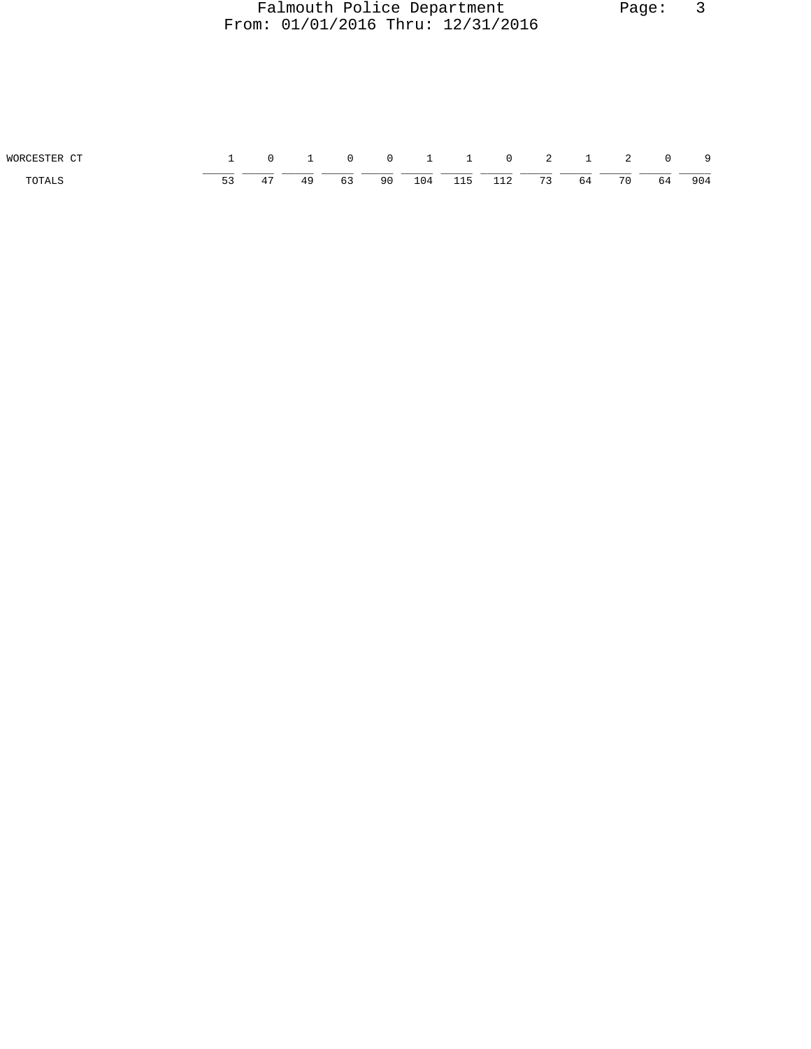| | | | | | | | | | | | | | |
|---|---|---|---|---|---|---|---|---|---|---|---|---|---|
| WORCESTER CT | 1 | 0 | 1 | 0 | 0 | 1 | 1 | 0 | 2 | 1 | 2 | 0 | 9 |
| TOTALS | 53 | 47 | 49 | 63 | 90 | 104 | 115 | 112 | 73 | 64 | 70 | 64 | 904 |